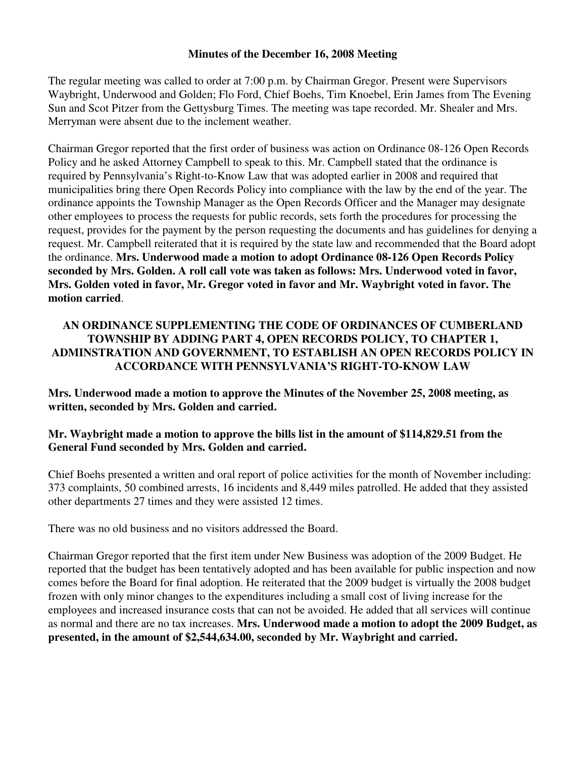**Minutes of the December 16, 2008 Meeting**

The regular meeting was called to order at 7:00 p.m. by Chairman Gregor. Present were Supervisors Waybright, Underwood and Golden; Flo Ford, Chief Boehs, Tim Knoebel, Erin James from The Evening Sun and Scot Pitzer from the Gettysburg Times. The meeting was tape recorded. Mr. Shealer and Mrs. Merryman were absent due to the inclement weather.

Chairman Gregor reported that the first order of business was action on Ordinance 08-126 Open Records Policy and he asked Attorney Campbell to speak to this. Mr. Campbell stated that the ordinance is required by Pennsylvania's Right-to-Know Law that was adopted earlier in 2008 and required that municipalities bring there Open Records Policy into compliance with the law by the end of the year. The ordinance appoints the Township Manager as the Open Records Officer and the Manager may designate other employees to process the requests for public records, sets forth the procedures for processing the request, provides for the payment by the person requesting the documents and has guidelines for denying a request. Mr. Campbell reiterated that it is required by the state law and recommended that the Board adopt the ordinance. **Mrs. Underwood made a motion to adopt Ordinance 08-126 Open Records Policy seconded by Mrs. Golden. A roll call vote was taken as follows: Mrs. Underwood voted in favor, Mrs. Golden voted in favor, Mr. Gregor voted in favor and Mr. Waybright voted in favor. The motion carried**.

**AN ORDINANCE SUPPLEMENTING THE CODE OF ORDINANCES OF CUMBERLAND TOWNSHIP BY ADDING PART 4, OPEN RECORDS POLICY, TO CHAPTER 1, ADMINSTRATION AND GOVERNMENT, TO ESTABLISH AN OPEN RECORDS POLICY IN ACCORDANCE WITH PENNSYLVANIA'S RIGHT-TO-KNOW LAW**

**Mrs. Underwood made a motion to approve the Minutes of the November 25, 2008 meeting, as written, seconded by Mrs. Golden and carried.**

**Mr. Waybright made a motion to approve the bills list in the amount of $114,829.51 from the General Fund seconded by Mrs. Golden and carried.**

Chief Boehs presented a written and oral report of police activities for the month of November including: 373 complaints, 50 combined arrests, 16 incidents and 8,449 miles patrolled. He added that they assisted other departments 27 times and they were assisted 12 times.

There was no old business and no visitors addressed the Board.

Chairman Gregor reported that the first item under New Business was adoption of the 2009 Budget. He reported that the budget has been tentatively adopted and has been available for public inspection and now comes before the Board for final adoption. He reiterated that the 2009 budget is virtually the 2008 budget frozen with only minor changes to the expenditures including a small cost of living increase for the employees and increased insurance costs that can not be avoided. He added that all services will continue as normal and there are no tax increases. **Mrs. Underwood made a motion to adopt the 2009 Budget, as presented, in the amount of $2,544,634.00, seconded by Mr. Waybright and carried.**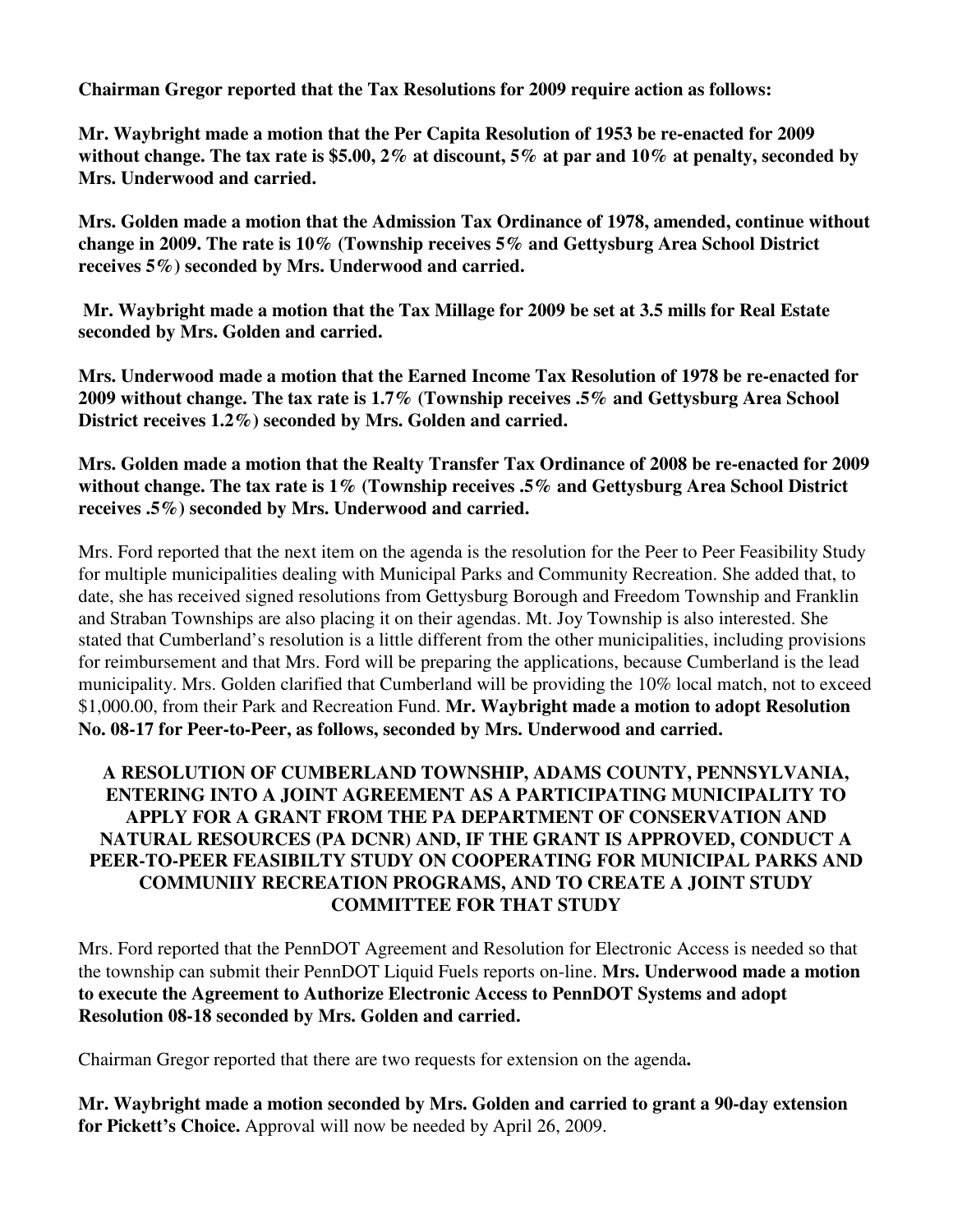**Chairman Gregor reported that the Tax Resolutions for 2009 require action as follows:**

**Mr. Waybright made a motion that the Per Capita Resolution of 1953 be re-enacted for 2009 without change. The tax rate is $5.00, 2% at discount, 5% at par and 10% at penalty, seconded by Mrs. Underwood and carried.**

**Mrs. Golden made a motion that the Admission Tax Ordinance of 1978, amended, continue without change in 2009. The rate is 10% (Township receives 5% and Gettysburg Area School District receives 5%) seconded by Mrs. Underwood and carried.**

**Mr. Waybright made a motion that the Tax Millage for 2009 be set at 3.5 mills for Real Estate seconded by Mrs. Golden and carried.**

**Mrs. Underwood made a motion that the Earned Income Tax Resolution of 1978 be re-enacted for 2009 without change. The tax rate is 1.7% (Township receives .5% and Gettysburg Area School District receives 1.2%) seconded by Mrs. Golden and carried.**

**Mrs. Golden made a motion that the Realty Transfer Tax Ordinance of 2008 be re-enacted for 2009 without change. The tax rate is 1% (Township receives .5% and Gettysburg Area School District receives .5%) seconded by Mrs. Underwood and carried.**

Mrs. Ford reported that the next item on the agenda is the resolution for the Peer to Peer Feasibility Study for multiple municipalities dealing with Municipal Parks and Community Recreation. She added that, to date, she has received signed resolutions from Gettysburg Borough and Freedom Township and Franklin and Straban Townships are also placing it on their agendas. Mt. Joy Township is also interested. She stated that Cumberland's resolution is a little different from the other municipalities, including provisions for reimbursement and that Mrs. Ford will be preparing the applications, because Cumberland is the lead municipality. Mrs. Golden clarified that Cumberland will be providing the 10% local match, not to exceed $1,000.00, from their Park and Recreation Fund. **Mr. Waybright made a motion to adopt Resolution No. 08-17 for Peer-to-Peer, as follows, seconded by Mrs. Underwood and carried.**

**A RESOLUTION OF CUMBERLAND TOWNSHIP, ADAMS COUNTY, PENNSYLVANIA, ENTERING INTO A JOINT AGREEMENT AS A PARTICIPATING MUNICIPALITY TO APPLY FOR A GRANT FROM THE PA DEPARTMENT OF CONSERVATION AND NATURAL RESOURCES (PA DCNR) AND, IF THE GRANT IS APPROVED, CONDUCT A PEER-TO-PEER FEASIBILTY STUDY ON COOPERATING FOR MUNICIPAL PARKS AND COMMUNIIY RECREATION PROGRAMS, AND TO CREATE A JOINT STUDY COMMITTEE FOR THAT STUDY**

Mrs. Ford reported that the PennDOT Agreement and Resolution for Electronic Access is needed so that the township can submit their PennDOT Liquid Fuels reports on-line. **Mrs. Underwood made a motion to execute the Agreement to Authorize Electronic Access to PennDOT Systems and adopt Resolution 08-18 seconded by Mrs. Golden and carried.**

Chairman Gregor reported that there are two requests for extension on the agenda**.**

**Mr. Waybright made a motion seconded by Mrs. Golden and carried to grant a 90-day extension for Pickett's Choice.** Approval will now be needed by April 26, 2009.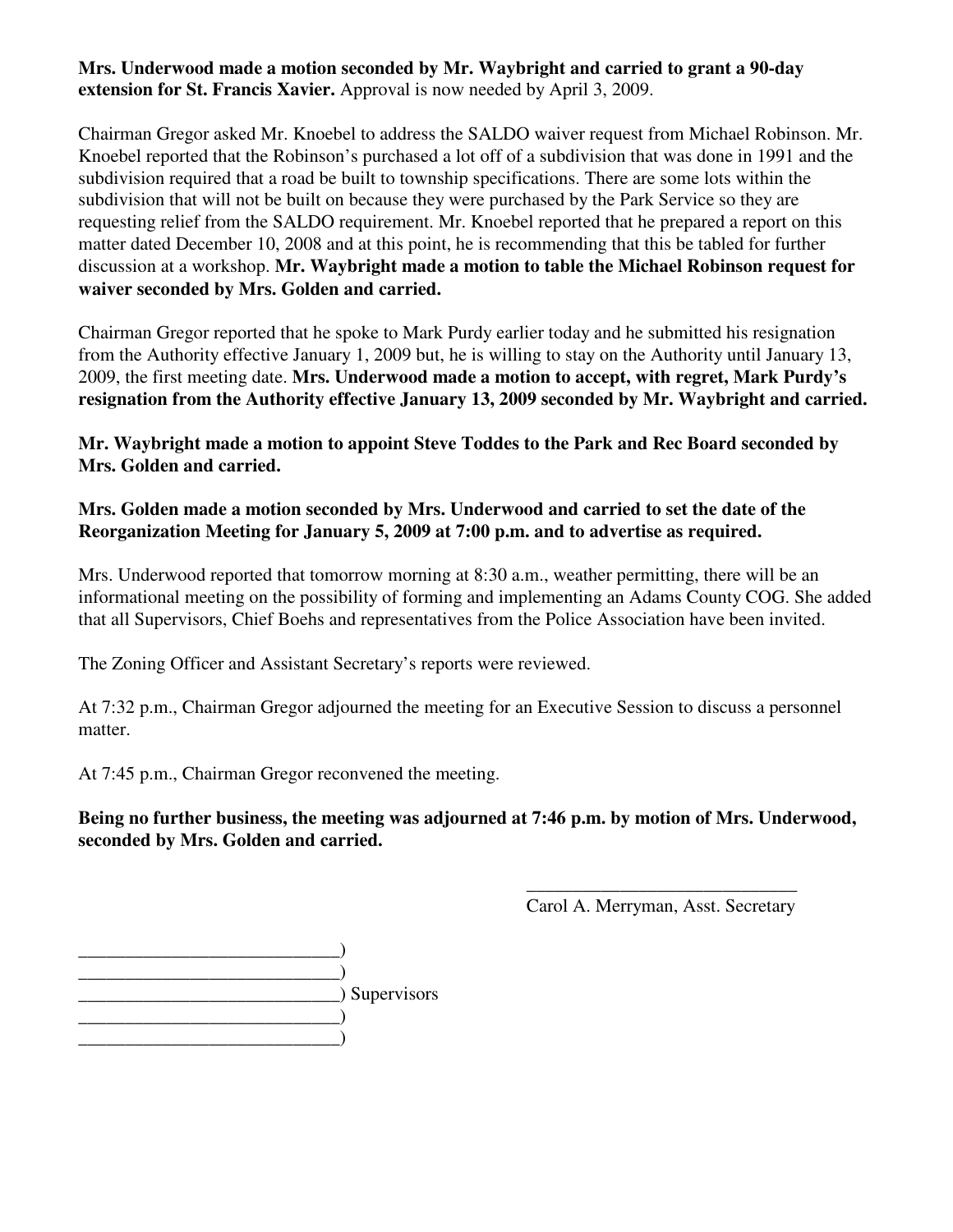**Mrs. Underwood made a motion seconded by Mr. Waybright and carried to grant a 90-day extension for St. Francis Xavier.** Approval is now needed by April 3, 2009.

Chairman Gregor asked Mr. Knoebel to address the SALDO waiver request from Michael Robinson. Mr. Knoebel reported that the Robinson's purchased a lot off of a subdivision that was done in 1991 and the subdivision required that a road be built to township specifications. There are some lots within the subdivision that will not be built on because they were purchased by the Park Service so they are requesting relief from the SALDO requirement. Mr. Knoebel reported that he prepared a report on this matter dated December 10, 2008 and at this point, he is recommending that this be tabled for further discussion at a workshop. **Mr. Waybright made a motion to table the Michael Robinson request for waiver seconded by Mrs. Golden and carried.**

Chairman Gregor reported that he spoke to Mark Purdy earlier today and he submitted his resignation from the Authority effective January 1, 2009 but, he is willing to stay on the Authority until January 13, 2009, the first meeting date. **Mrs. Underwood made a motion to accept, with regret, Mark Purdy's resignation from the Authority effective January 13, 2009 seconded by Mr. Waybright and carried.**

**Mr. Waybright made a motion to appoint Steve Toddes to the Park and Rec Board seconded by Mrs. Golden and carried.**

**Mrs. Golden made a motion seconded by Mrs. Underwood and carried to set the date of the Reorganization Meeting for January 5, 2009 at 7:00 p.m. and to advertise as required.**

Mrs. Underwood reported that tomorrow morning at 8:30 a.m., weather permitting, there will be an informational meeting on the possibility of forming and implementing an Adams County COG. She added that all Supervisors, Chief Boehs and representatives from the Police Association have been invited.

The Zoning Officer and Assistant Secretary's reports were reviewed.

At 7:32 p.m., Chairman Gregor adjourned the meeting for an Executive Session to discuss a personnel matter.

At 7:45 p.m., Chairman Gregor reconvened the meeting.

**Being no further business, the meeting was adjourned at 7:46 p.m. by motion of Mrs. Underwood, seconded by Mrs. Golden and carried.**

______________________________
Carol A. Merryman, Asst. Secretary

_____________________________)
_____________________________)
_____________________________) Supervisors
_____________________________)
_____________________________)